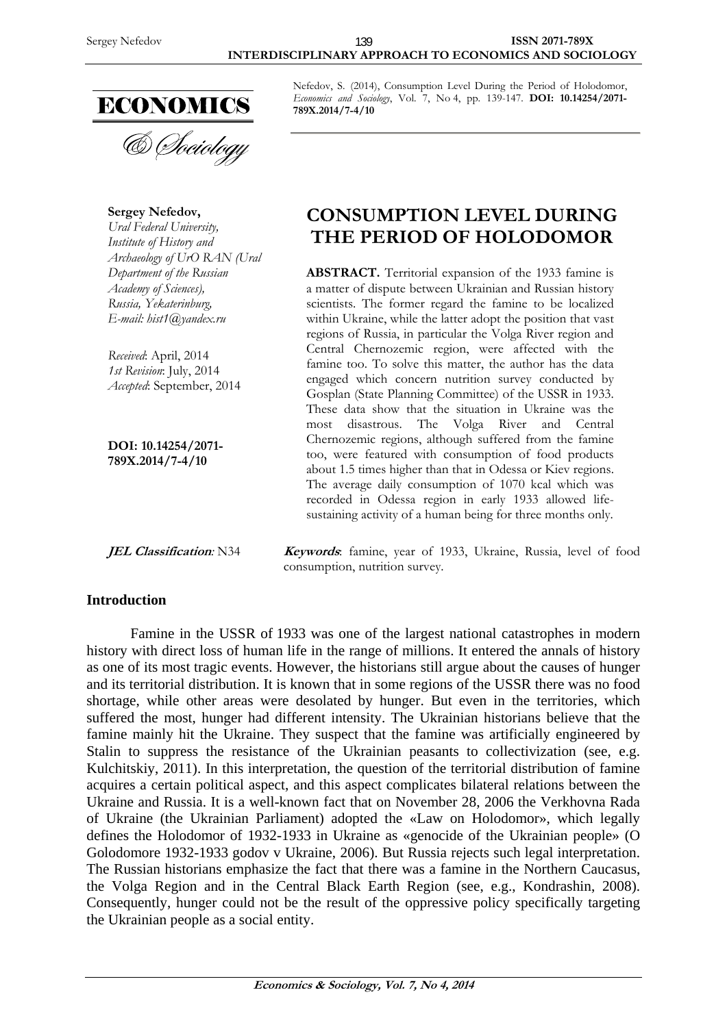Nefedov, S. (2014), Consumption Level During the Period of Holodomor, *Economics and Sociology*, Vol. 7, No 4, pp. 139-147. **DOI: 10.14254/2071-789X.2014/7-4/10**

**Sergey Nefedov,**
*Ural Federal University, Institute of History and Archaeology of UrO RAN (Ural Department of the Russian Academy of Sciences), Russia, Yekaterinburg, E-mail: hist1@yandex.ru*

*Received*: April, 2014
*1st Revision*: July, 2014
*Accepted*: September, 2014

**DOI: 10.14254/2071-789X.2014/7-4/10**

# CONSUMPTION LEVEL DURING THE PERIOD OF HOLODOMOR

**ABSTRACT.** Territorial expansion of the 1933 famine is a matter of dispute between Ukrainian and Russian history scientists. The former regard the famine to be localized within Ukraine, while the latter adopt the position that vast regions of Russia, in particular the Volga River region and Central Chernozemic region, were affected with the famine too. To solve this matter, the author has the data engaged which concern nutrition survey conducted by Gosplan (State Planning Committee) of the USSR in 1933. These data show that the situation in Ukraine was the most disastrous. The Volga River and Central Chernozemic regions, although suffered from the famine too, were featured with consumption of food products about 1.5 times higher than that in Odessa or Kiev regions. The average daily consumption of 1070 kcal which was recorded in Odessa region in early 1933 allowed life-sustaining activity of a human being for three months only.

***JEL Classification*:** N34

***Keywords***: famine, year of 1933, Ukraine, Russia, level of food consumption, nutrition survey.

## Introduction

Famine in the USSR of 1933 was one of the largest national catastrophes in modern history with direct loss of human life in the range of millions. It entered the annals of history as one of its most tragic events. However, the historians still argue about the causes of hunger and its territorial distribution. It is known that in some regions of the USSR there was no food shortage, while other areas were desolated by hunger. But even in the territories, which suffered the most, hunger had different intensity. The Ukrainian historians believe that the famine mainly hit the Ukraine. They suspect that the famine was artificially engineered by Stalin to suppress the resistance of the Ukrainian peasants to collectivization (see, e.g. Kulchitskiy, 2011). In this interpretation, the question of the territorial distribution of famine acquires a certain political aspect, and this aspect complicates bilateral relations between the Ukraine and Russia. It is a well-known fact that on November 28, 2006 the Verkhovna Rada of Ukraine (the Ukrainian Parliament) adopted the «Law on Holodomor», which legally defines the Holodomor of 1932-1933 in Ukraine as «genocide of the Ukrainian people» (O Golodomore 1932-1933 godov v Ukraine, 2006). But Russia rejects such legal interpretation. The Russian historians emphasize the fact that there was a famine in the Northern Caucasus, the Volga Region and in the Central Black Earth Region (see, e.g., Kondrashin, 2008). Consequently, hunger could not be the result of the oppressive policy specifically targeting the Ukrainian people as a social entity.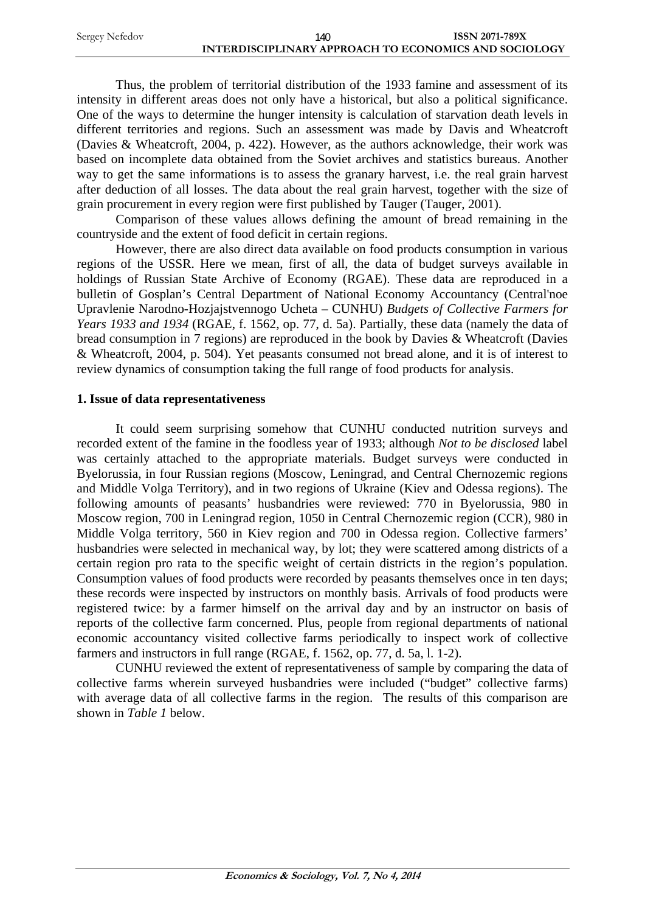Thus, the problem of territorial distribution of the 1933 famine and assessment of its intensity in different areas does not only have a historical, but also a political significance. One of the ways to determine the hunger intensity is calculation of starvation death levels in different territories and regions. Such an assessment was made by Davis and Wheatcroft (Davies & Wheatcroft, 2004, p. 422). However, as the authors acknowledge, their work was based on incomplete data obtained from the Soviet archives and statistics bureaus. Another way to get the same informations is to assess the granary harvest, i.e. the real grain harvest after deduction of all losses. The data about the real grain harvest, together with the size of grain procurement in every region were first published by Tauger (Tauger, 2001).

Comparison of these values allows defining the amount of bread remaining in the countryside and the extent of food deficit in certain regions.

However, there are also direct data available on food products consumption in various regions of the USSR. Here we mean, first of all, the data of budget surveys available in holdings of Russian State Archive of Economy (RGAE). These data are reproduced in a bulletin of Gosplan's Central Department of National Economy Accountancy (Central'noe Upravlenie Narodno-Hozjajstvennogo Ucheta – CUNHU) *Budgets of Collective Farmers for Years 1933 and 1934* (RGAE, f. 1562, op. 77, d. 5a). Partially, these data (namely the data of bread consumption in 7 regions) are reproduced in the book by Davies & Wheatcroft (Davies & Wheatcroft, 2004, p. 504). Yet peasants consumed not bread alone, and it is of interest to review dynamics of consumption taking the full range of food products for analysis.

## 1. Issue of data representativeness

It could seem surprising somehow that CUNHU conducted nutrition surveys and recorded extent of the famine in the foodless year of 1933; although *Not to be disclosed* label was certainly attached to the appropriate materials. Budget surveys were conducted in Byelorussia, in four Russian regions (Moscow, Leningrad, and Central Chernozemic regions and Middle Volga Territory), and in two regions of Ukraine (Kiev and Odessa regions). The following amounts of peasants' husbandries were reviewed: 770 in Byelorussia, 980 in Moscow region, 700 in Leningrad region, 1050 in Central Chernozemic region (CCR), 980 in Middle Volga territory, 560 in Kiev region and 700 in Odessa region. Collective farmers' husbandries were selected in mechanical way, by lot; they were scattered among districts of a certain region pro rata to the specific weight of certain districts in the region's population. Consumption values of food products were recorded by peasants themselves once in ten days; these records were inspected by instructors on monthly basis. Arrivals of food products were registered twice: by a farmer himself on the arrival day and by an instructor on basis of reports of the collective farm concerned. Plus, people from regional departments of national economic accountancy visited collective farms periodically to inspect work of collective farmers and instructors in full range (RGAE, f. 1562, op. 77, d. 5a, l. 1-2).

CUNHU reviewed the extent of representativeness of sample by comparing the data of collective farms wherein surveyed husbandries were included ("budget" collective farms) with average data of all collective farms in the region. The results of this comparison are shown in *Table 1* below.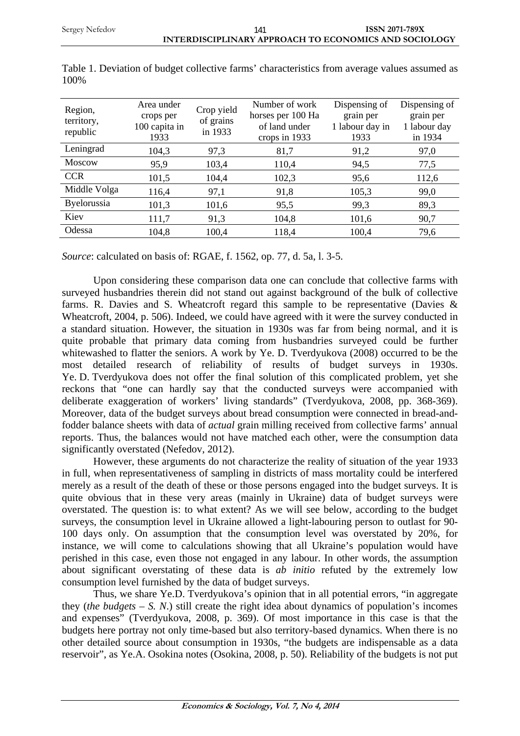Table 1. Deviation of budget collective farms' characteristics from average values assumed as 100%

| Region, territory, republic | Area under crops per 100 capita in 1933 | Crop yield of grains in 1933 | Number of work horses per 100 Ha of land under crops in 1933 | Dispensing of grain per 1 labour day in 1933 | Dispensing of grain per 1 labour day in 1934 |
|---|---|---|---|---|---|
| Leningrad | 104,3 | 97,3 | 81,7 | 91,2 | 97,0 |
| Moscow | 95,9 | 103,4 | 110,4 | 94,5 | 77,5 |
| CCR | 101,5 | 104,4 | 102,3 | 95,6 | 112,6 |
| Middle Volga | 116,4 | 97,1 | 91,8 | 105,3 | 99,0 |
| Byelorussia | 101,3 | 101,6 | 95,5 | 99,3 | 89,3 |
| Kiev | 111,7 | 91,3 | 104,8 | 101,6 | 90,7 |
| Odessa | 104,8 | 100,4 | 118,4 | 100,4 | 79,6 |

*Source*: calculated on basis of: RGAE, f. 1562, op. 77, d. 5a, l. 3-5.

Upon considering these comparison data one can conclude that collective farms with surveyed husbandries therein did not stand out against background of the bulk of collective farms. R. Davies and S. Wheatcroft regard this sample to be representative (Davies & Wheatcroft, 2004, p. 506). Indeed, we could have agreed with it were the survey conducted in a standard situation. However, the situation in 1930s was far from being normal, and it is quite probable that primary data coming from husbandries surveyed could be further whitewashed to flatter the seniors. A work by Ye. D. Tverdyukova (2008) occurred to be the most detailed research of reliability of results of budget surveys in 1930s. Ye. D. Tverdyukova does not offer the final solution of this complicated problem, yet she reckons that "one can hardly say that the conducted surveys were accompanied with deliberate exaggeration of workers' living standards" (Tverdyukova, 2008, pp. 368-369). Moreover, data of the budget surveys about bread consumption were connected in bread-and-fodder balance sheets with data of *actual* grain milling received from collective farms' annual reports. Thus, the balances would not have matched each other, were the consumption data significantly overstated (Nefedov, 2012).

However, these arguments do not characterize the reality of situation of the year 1933 in full, when representativeness of sampling in districts of mass mortality could be interfered merely as a result of the death of these or those persons engaged into the budget surveys. It is quite obvious that in these very areas (mainly in Ukraine) data of budget surveys were overstated. The question is: to what extent? As we will see below, according to the budget surveys, the consumption level in Ukraine allowed a light-labouring person to outlast for 90-100 days only. On assumption that the consumption level was overstated by 20%, for instance, we will come to calculations showing that all Ukraine's population would have perished in this case, even those not engaged in any labour. In other words, the assumption about significant overstating of these data is *ab initio* refuted by the extremely low consumption level furnished by the data of budget surveys.

Thus, we share Ye.D. Tverdyukova's opinion that in all potential errors, "in aggregate they (*the budgets – S. N.*) still create the right idea about dynamics of population's incomes and expenses" (Tverdyukova, 2008, p. 369). Of most importance in this case is that the budgets here portray not only time-based but also territory-based dynamics. When there is no other detailed source about consumption in 1930s, "the budgets are indispensable as a data reservoir", as Ye.A. Osokina notes (Osokina, 2008, p. 50). Reliability of the budgets is not put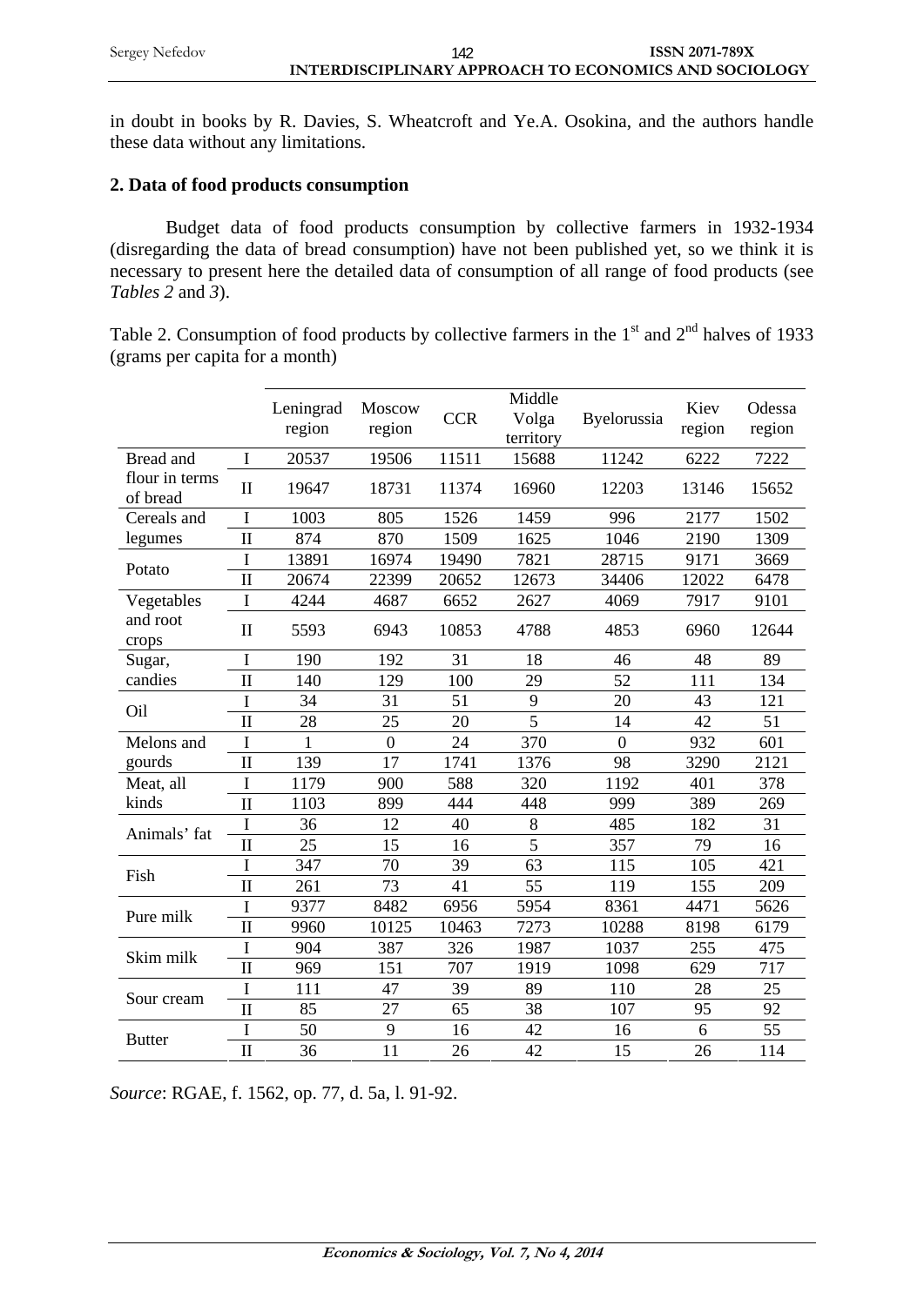in doubt in books by R. Davies, S. Wheatcroft and Ye.A. Osokina, and the authors handle these data without any limitations.

## 2. Data of food products consumption

Budget data of food products consumption by collective farmers in 1932-1934 (disregarding the data of bread consumption) have not been published yet, so we think it is necessary to present here the detailed data of consumption of all range of food products (see *Tables 2* and *3*).

Table 2. Consumption of food products by collective farmers in the 1st and 2nd halves of 1933 (grams per capita for a month)

| | | Leningrad region | Moscow region | CCR | Middle Volga territory | Byelorussia | Kiev region | Odessa region |
|---|---|---|---|---|---|---|---|---|
| Bread and flour in terms of bread | I | 20537 | 19506 | 11511 | 15688 | 11242 | 6222 | 7222 |
| | II | 19647 | 18731 | 11374 | 16960 | 12203 | 13146 | 15652 |
| Cereals and legumes | I | 1003 | 805 | 1526 | 1459 | 996 | 2177 | 1502 |
| | II | 874 | 870 | 1509 | 1625 | 1046 | 2190 | 1309 |
| Potato | I | 13891 | 16974 | 19490 | 7821 | 28715 | 9171 | 3669 |
| | II | 20674 | 22399 | 20652 | 12673 | 34406 | 12022 | 6478 |
| Vegetables and root crops | I | 4244 | 4687 | 6652 | 2627 | 4069 | 7917 | 9101 |
| | II | 5593 | 6943 | 10853 | 4788 | 4853 | 6960 | 12644 |
| Sugar, candies | I | 190 | 192 | 31 | 18 | 46 | 48 | 89 |
| | II | 140 | 129 | 100 | 29 | 52 | 111 | 134 |
| Oil | I | 34 | 31 | 51 | 9 | 20 | 43 | 121 |
| | II | 28 | 25 | 20 | 5 | 14 | 42 | 51 |
| Melons and gourds | I | 1 | 0 | 24 | 370 | 0 | 932 | 601 |
| | II | 139 | 17 | 1741 | 1376 | 98 | 3290 | 2121 |
| Meat, all kinds | I | 1179 | 900 | 588 | 320 | 1192 | 401 | 378 |
| | II | 1103 | 899 | 444 | 448 | 999 | 389 | 269 |
| Animals' fat | I | 36 | 12 | 40 | 8 | 485 | 182 | 31 |
| | II | 25 | 15 | 16 | 5 | 357 | 79 | 16 |
| Fish | I | 347 | 70 | 39 | 63 | 115 | 105 | 421 |
| | II | 261 | 73 | 41 | 55 | 119 | 155 | 209 |
| Pure milk | I | 9377 | 8482 | 6956 | 5954 | 8361 | 4471 | 5626 |
| | II | 9960 | 10125 | 10463 | 7273 | 10288 | 8198 | 6179 |
| Skim milk | I | 904 | 387 | 326 | 1987 | 1037 | 255 | 475 |
| | II | 969 | 151 | 707 | 1919 | 1098 | 629 | 717 |
| Sour cream | I | 111 | 47 | 39 | 89 | 110 | 28 | 25 |
| | II | 85 | 27 | 65 | 38 | 107 | 95 | 92 |
| Butter | I | 50 | 9 | 16 | 42 | 16 | 6 | 55 |
| | II | 36 | 11 | 26 | 42 | 15 | 26 | 114 |

*Source*: RGAE, f. 1562, op. 77, d. 5a, l. 91-92.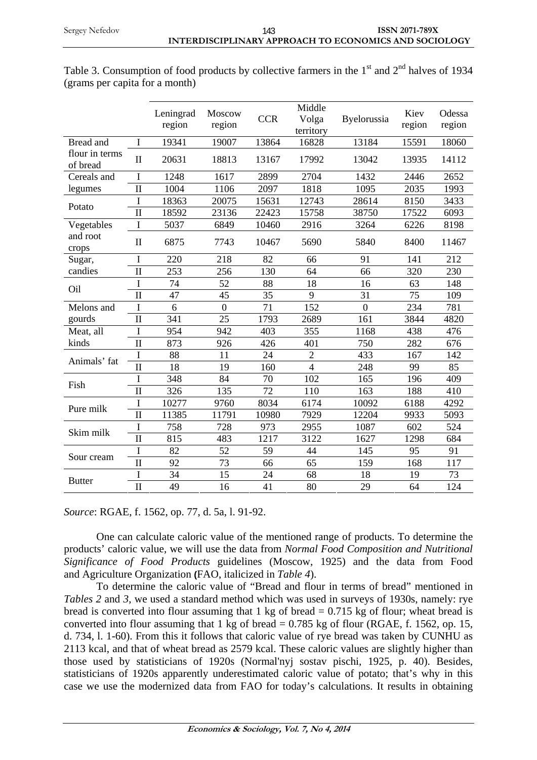Table 3. Consumption of food products by collective farmers in the 1st and 2nd halves of 1934 (grams per capita for a month)

| | | Leningrad region | Moscow region | CCR | Middle Volga territory | Byelorussia | Kiev region | Odessa region |
|---|---|---|---|---|---|---|---|---|
| Bread and flour in terms of bread | I | 19341 | 19007 | 13864 | 16828 | 13184 | 15591 | 18060 |
| | II | 20631 | 18813 | 13167 | 17992 | 13042 | 13935 | 14112 |
| Cereals and legumes | I | 1248 | 1617 | 2899 | 2704 | 1432 | 2446 | 2652 |
| | II | 1004 | 1106 | 2097 | 1818 | 1095 | 2035 | 1993 |
| Potato | I | 18363 | 20075 | 15631 | 12743 | 28614 | 8150 | 3433 |
| | II | 18592 | 23136 | 22423 | 15758 | 38750 | 17522 | 6093 |
| Vegetables and root crops | I | 5037 | 6849 | 10460 | 2916 | 3264 | 6226 | 8198 |
| | II | 6875 | 7743 | 10467 | 5690 | 5840 | 8400 | 11467 |
| Sugar, candies | I | 220 | 218 | 82 | 66 | 91 | 141 | 212 |
| | II | 253 | 256 | 130 | 64 | 66 | 320 | 230 |
| Oil | I | 74 | 52 | 88 | 18 | 16 | 63 | 148 |
| | II | 47 | 45 | 35 | 9 | 31 | 75 | 109 |
| Melons and gourds | I | 6 | 0 | 71 | 152 | 0 | 234 | 781 |
| | II | 341 | 25 | 1793 | 2689 | 161 | 3844 | 4820 |
| Meat, all kinds | I | 954 | 942 | 403 | 355 | 1168 | 438 | 476 |
| | II | 873 | 926 | 426 | 401 | 750 | 282 | 676 |
| Animals' fat | I | 88 | 11 | 24 | 2 | 433 | 167 | 142 |
| | II | 18 | 19 | 160 | 4 | 248 | 99 | 85 |
| Fish | I | 348 | 84 | 70 | 102 | 165 | 196 | 409 |
| | II | 326 | 135 | 72 | 110 | 163 | 188 | 410 |
| Pure milk | I | 10277 | 9760 | 8034 | 6174 | 10092 | 6188 | 4292 |
| | II | 11385 | 11791 | 10980 | 7929 | 12204 | 9933 | 5093 |
| Skim milk | I | 758 | 728 | 973 | 2955 | 1087 | 602 | 524 |
| | II | 815 | 483 | 1217 | 3122 | 1627 | 1298 | 684 |
| Sour cream | I | 82 | 52 | 59 | 44 | 145 | 95 | 91 |
| | II | 92 | 73 | 66 | 65 | 159 | 168 | 117 |
| Butter | I | 34 | 15 | 24 | 68 | 18 | 19 | 73 |
| | II | 49 | 16 | 41 | 80 | 29 | 64 | 124 |

*Source*: RGAE, f. 1562, op. 77, d. 5a, l. 91-92.

One can calculate caloric value of the mentioned range of products. To determine the products' caloric value, we will use the data from *Normal Food Composition and Nutritional Significance of Food Products* guidelines (Moscow, 1925) and the data from Food and Agriculture Organization (FAO, italicized in *Table 4*).

To determine the caloric value of "Bread and flour in terms of bread" mentioned in *Tables 2* and *3*, we used a standard method which was used in surveys of 1930s, namely: rye bread is converted into flour assuming that 1 kg of bread = 0.715 kg of flour; wheat bread is converted into flour assuming that 1 kg of bread = 0.785 kg of flour (RGAE, f. 1562, op. 15, d. 734, l. 1-60). From this it follows that caloric value of rye bread was taken by CUNHU as 2113 kcal, and that of wheat bread as 2579 kcal. These caloric values are slightly higher than those used by statisticians of 1920s (Normal'nyj sostav pischi, 1925, p. 40). Besides, statisticians of 1920s apparently underestimated caloric value of potato; that's why in this case we use the modernized data from FAO for today's calculations. It results in obtaining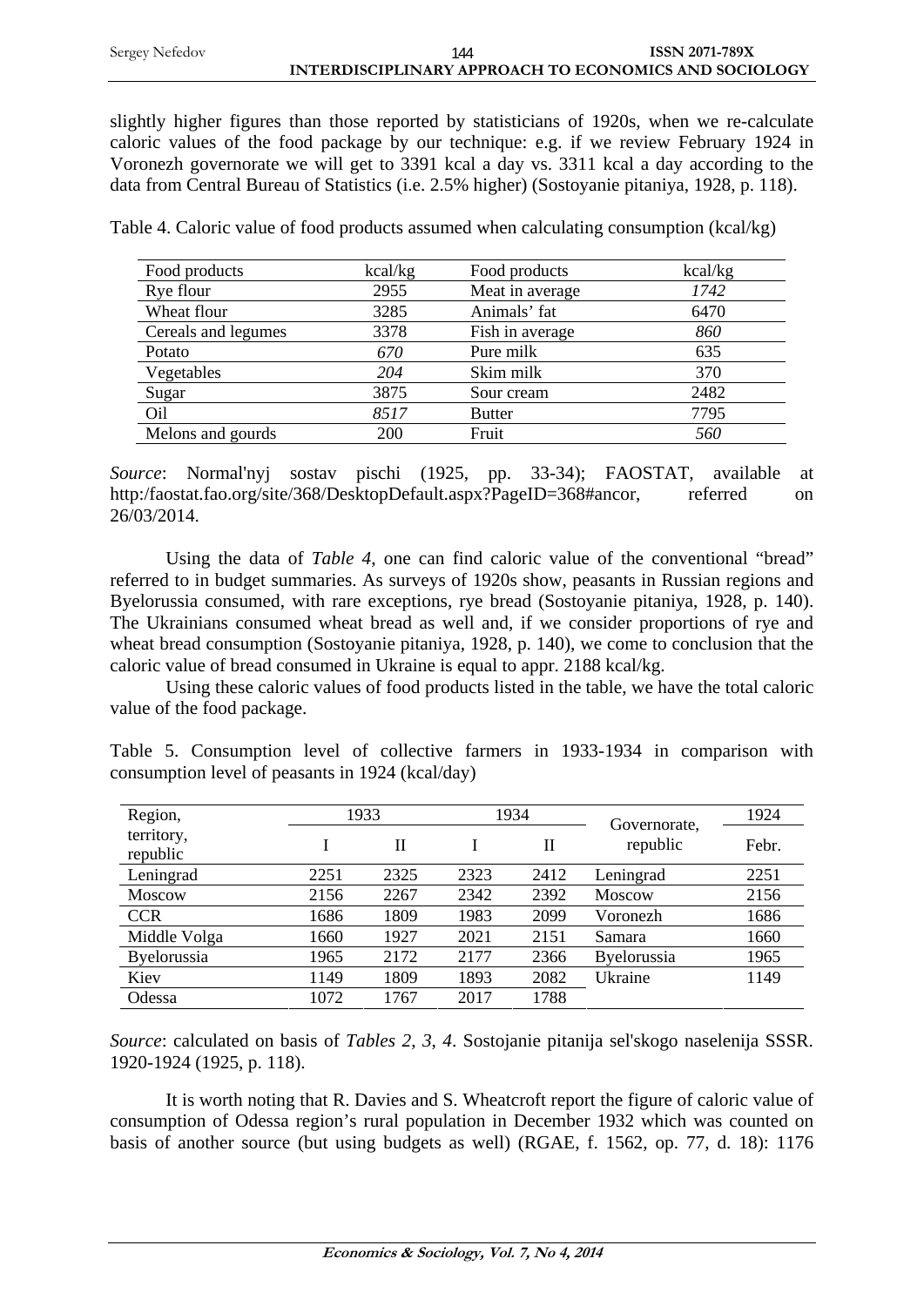slightly higher figures than those reported by statisticians of 1920s, when we re-calculate caloric values of the food package by our technique: e.g. if we review February 1924 in Voronezh governorate we will get to 3391 kcal a day vs. 3311 kcal a day according to the data from Central Bureau of Statistics (i.e. 2.5% higher) (Sostoyanie pitaniya, 1928, p. 118).

Table 4. Caloric value of food products assumed when calculating consumption (kcal/kg)

| Food products | kcal/kg | Food products | kcal/kg |
|---|---|---|---|
| Rye flour | 2955 | Meat in average | *1742* |
| Wheat flour | 3285 | Animals' fat | 6470 |
| Cereals and legumes | 3378 | Fish in average | *860* |
| Potato | *670* | Pure milk | 635 |
| Vegetables | *204* | Skim milk | 370 |
| Sugar | 3875 | Sour cream | 2482 |
| Oil | *8517* | Butter | 7795 |
| Melons and gourds | 200 | Fruit | *560* |

*Source*: Normal'nyj sostav pischi (1925, pp. 33-34); FAOSTAT, available at http:/faostat.fao.org/site/368/DesktopDefault.aspx?PageID=368#ancor, referred on 26/03/2014.

Using the data of *Table 4*, one can find caloric value of the conventional "bread" referred to in budget summaries. As surveys of 1920s show, peasants in Russian regions and Byelorussia consumed, with rare exceptions, rye bread (Sostoyanie pitaniya, 1928, p. 140). The Ukrainians consumed wheat bread as well and, if we consider proportions of rye and wheat bread consumption (Sostoyanie pitaniya, 1928, p. 140), we come to conclusion that the caloric value of bread consumed in Ukraine is equal to appr. 2188 kcal/kg.

Using these caloric values of food products listed in the table, we have the total caloric value of the food package.

Table 5. Consumption level of collective farmers in 1933-1934 in comparison with consumption level of peasants in 1924 (kcal/day)

| Region, territory, republic | 1933 | | 1934 | | Governorate, republic | 1924 |
|---|---|---|---|---|---|---|
| | I | II | I | II | | Febr. |
| Leningrad | 2251 | 2325 | 2323 | 2412 | Leningrad | 2251 |
| Moscow | 2156 | 2267 | 2342 | 2392 | Moscow | 2156 |
| CCR | 1686 | 1809 | 1983 | 2099 | Voronezh | 1686 |
| Middle Volga | 1660 | 1927 | 2021 | 2151 | Samara | 1660 |
| Byelorussia | 1965 | 2172 | 2177 | 2366 | Byelorussia | 1965 |
| Kiev | 1149 | 1809 | 1893 | 2082 | Ukraine | 1149 |
| Odessa | 1072 | 1767 | 2017 | 1788 | | |

*Source*: calculated on basis of *Tables 2*, *3*, *4*. Sostojanie pitanija sel'skogo naselenija SSSR. 1920-1924 (1925, p. 118).

It is worth noting that R. Davies and S. Wheatcroft report the figure of caloric value of consumption of Odessa region's rural population in December 1932 which was counted on basis of another source (but using budgets as well) (RGAE, f. 1562, op. 77, d. 18): 1176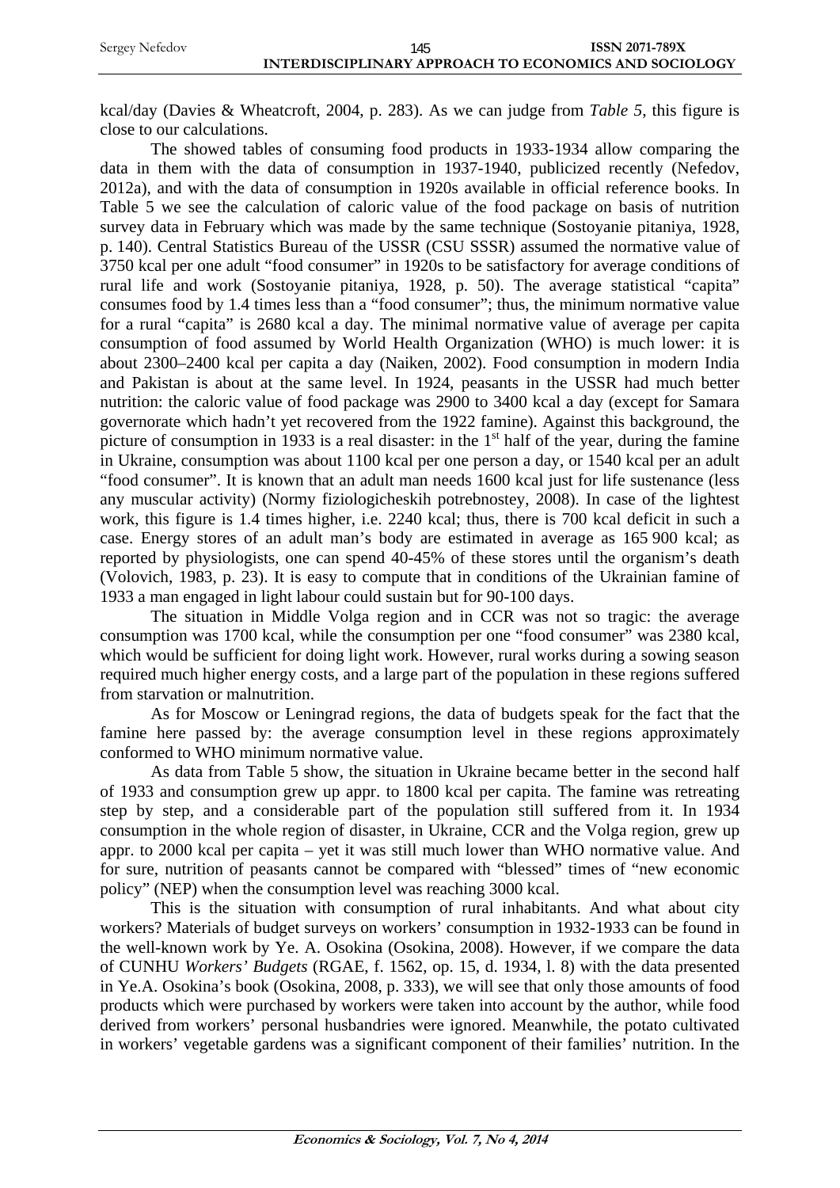kcal/day (Davies & Wheatcroft, 2004, p. 283). As we can judge from *Table 5*, this figure is close to our calculations.

The showed tables of consuming food products in 1933-1934 allow comparing the data in them with the data of consumption in 1937-1940, publicized recently (Nefedov, 2012a), and with the data of consumption in 1920s available in official reference books. In Table 5 we see the calculation of caloric value of the food package on basis of nutrition survey data in February which was made by the same technique (Sostoyanie pitaniya, 1928, p. 140). Central Statistics Bureau of the USSR (CSU SSSR) assumed the normative value of 3750 kcal per one adult "food consumer" in 1920s to be satisfactory for average conditions of rural life and work (Sostoyanie pitaniya, 1928, p. 50). The average statistical "capita" consumes food by 1.4 times less than a "food consumer"; thus, the minimum normative value for a rural "capita" is 2680 kcal a day. The minimal normative value of average per capita consumption of food assumed by World Health Organization (WHO) is much lower: it is about 2300–2400 kcal per capita a day (Naiken, 2002). Food consumption in modern India and Pakistan is about at the same level. In 1924, peasants in the USSR had much better nutrition: the caloric value of food package was 2900 to 3400 kcal a day (except for Samara governorate which hadn't yet recovered from the 1922 famine). Against this background, the picture of consumption in 1933 is a real disaster: in the 1st half of the year, during the famine in Ukraine, consumption was about 1100 kcal per one person a day, or 1540 kcal per an adult "food consumer". It is known that an adult man needs 1600 kcal just for life sustenance (less any muscular activity) (Normy fiziologicheskih potrebnostey, 2008). In case of the lightest work, this figure is 1.4 times higher, i.e. 2240 kcal; thus, there is 700 kcal deficit in such a case. Energy stores of an adult man's body are estimated in average as 165 900 kcal; as reported by physiologists, one can spend 40-45% of these stores until the organism's death (Volovich, 1983, p. 23). It is easy to compute that in conditions of the Ukrainian famine of 1933 a man engaged in light labour could sustain but for 90-100 days.

The situation in Middle Volga region and in CCR was not so tragic: the average consumption was 1700 kcal, while the consumption per one "food consumer" was 2380 kcal, which would be sufficient for doing light work. However, rural works during a sowing season required much higher energy costs, and a large part of the population in these regions suffered from starvation or malnutrition.

As for Moscow or Leningrad regions, the data of budgets speak for the fact that the famine here passed by: the average consumption level in these regions approximately conformed to WHO minimum normative value.

As data from Table 5 show, the situation in Ukraine became better in the second half of 1933 and consumption grew up appr. to 1800 kcal per capita. The famine was retreating step by step, and a considerable part of the population still suffered from it. In 1934 consumption in the whole region of disaster, in Ukraine, CCR and the Volga region, grew up appr. to 2000 kcal per capita – yet it was still much lower than WHO normative value. And for sure, nutrition of peasants cannot be compared with "blessed" times of "new economic policy" (NEP) when the consumption level was reaching 3000 kcal.

This is the situation with consumption of rural inhabitants. And what about city workers? Materials of budget surveys on workers' consumption in 1932-1933 can be found in the well-known work by Ye. A. Osokina (Osokina, 2008). However, if we compare the data of CUNHU *Workers' Budgets* (RGAE, f. 1562, op. 15, d. 1934, l. 8) with the data presented in Ye.A. Osokina's book (Osokina, 2008, p. 333), we will see that only those amounts of food products which were purchased by workers were taken into account by the author, while food derived from workers' personal husbandries were ignored. Meanwhile, the potato cultivated in workers' vegetable gardens was a significant component of their families' nutrition. In the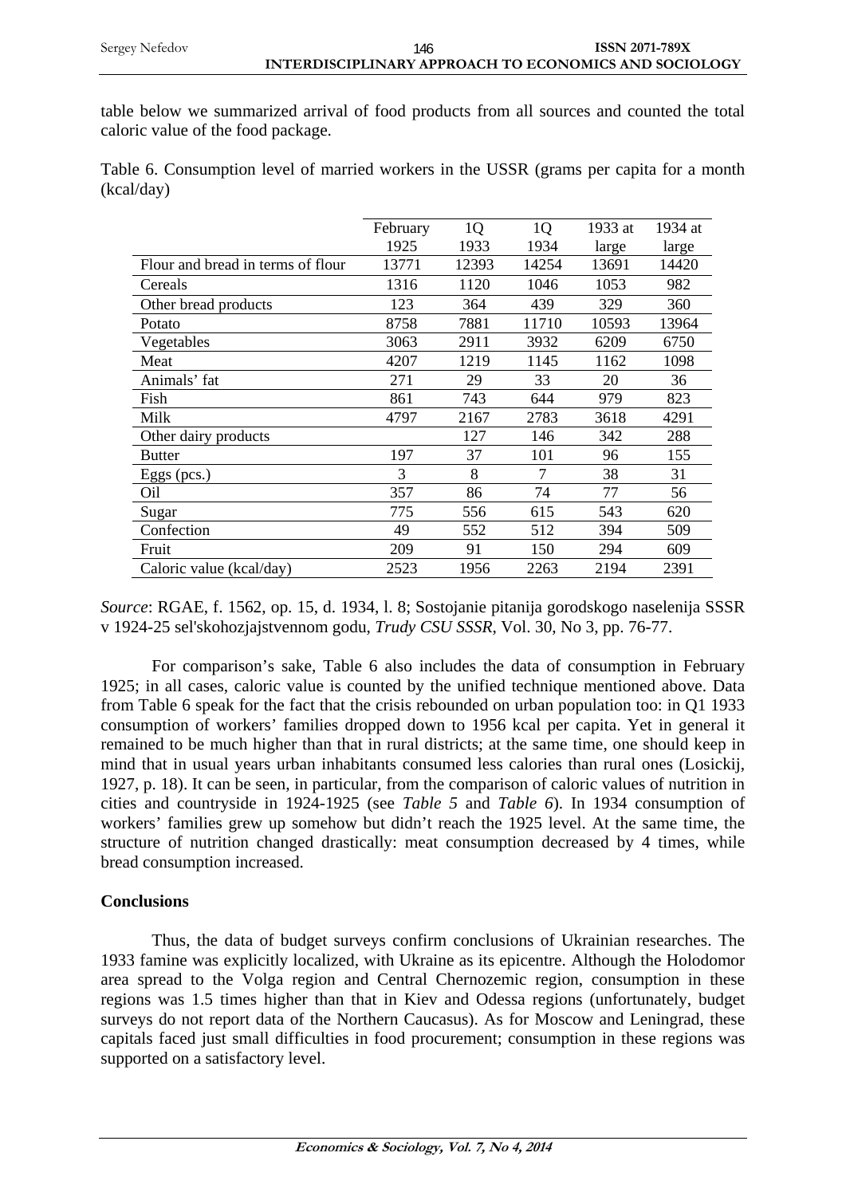table below we summarized arrival of food products from all sources and counted the total caloric value of the food package.

Table 6. Consumption level of married workers in the USSR (grams per capita for a month (kcal/day)

| | February 1925 | 1Q 1933 | 1Q 1934 | 1933 at large | 1934 at large |
|---|---|---|---|---|---|
| Flour and bread in terms of flour | 13771 | 12393 | 14254 | 13691 | 14420 |
| Cereals | 1316 | 1120 | 1046 | 1053 | 982 |
| Other bread products | 123 | 364 | 439 | 329 | 360 |
| Potato | 8758 | 7881 | 11710 | 10593 | 13964 |
| Vegetables | 3063 | 2911 | 3932 | 6209 | 6750 |
| Meat | 4207 | 1219 | 1145 | 1162 | 1098 |
| Animals' fat | 271 | 29 | 33 | 20 | 36 |
| Fish | 861 | 743 | 644 | 979 | 823 |
| Milk | 4797 | 2167 | 2783 | 3618 | 4291 |
| Other dairy products | | 127 | 146 | 342 | 288 |
| Butter | 197 | 37 | 101 | 96 | 155 |
| Eggs (pcs.) | 3 | 8 | 7 | 38 | 31 |
| Oil | 357 | 86 | 74 | 77 | 56 |
| Sugar | 775 | 556 | 615 | 543 | 620 |
| Confection | 49 | 552 | 512 | 394 | 509 |
| Fruit | 209 | 91 | 150 | 294 | 609 |
| Caloric value (kcal/day) | 2523 | 1956 | 2263 | 2194 | 2391 |

*Source*: RGAE, f. 1562, op. 15, d. 1934, l. 8; Sostojanie pitanija gorodskogo naselenija SSSR v 1924-25 sel'skohozjajstvennom godu, *Trudy CSU SSSR*, Vol. 30, No 3, pp. 76-77.

For comparison's sake, Table 6 also includes the data of consumption in February 1925; in all cases, caloric value is counted by the unified technique mentioned above. Data from Table 6 speak for the fact that the crisis rebounded on urban population too: in Q1 1933 consumption of workers' families dropped down to 1956 kcal per capita. Yet in general it remained to be much higher than that in rural districts; at the same time, one should keep in mind that in usual years urban inhabitants consumed less calories than rural ones (Losickij, 1927, p. 18). It can be seen, in particular, from the comparison of caloric values of nutrition in cities and countryside in 1924-1925 (see *Table 5* and *Table 6*). In 1934 consumption of workers' families grew up somehow but didn't reach the 1925 level. At the same time, the structure of nutrition changed drastically: meat consumption decreased by 4 times, while bread consumption increased.

## Conclusions

Thus, the data of budget surveys confirm conclusions of Ukrainian researches. The 1933 famine was explicitly localized, with Ukraine as its epicentre. Although the Holodomor area spread to the Volga region and Central Chernozemic region, consumption in these regions was 1.5 times higher than that in Kiev and Odessa regions (unfortunately, budget surveys do not report data of the Northern Caucasus). As for Moscow and Leningrad, these capitals faced just small difficulties in food procurement; consumption in these regions was supported on a satisfactory level.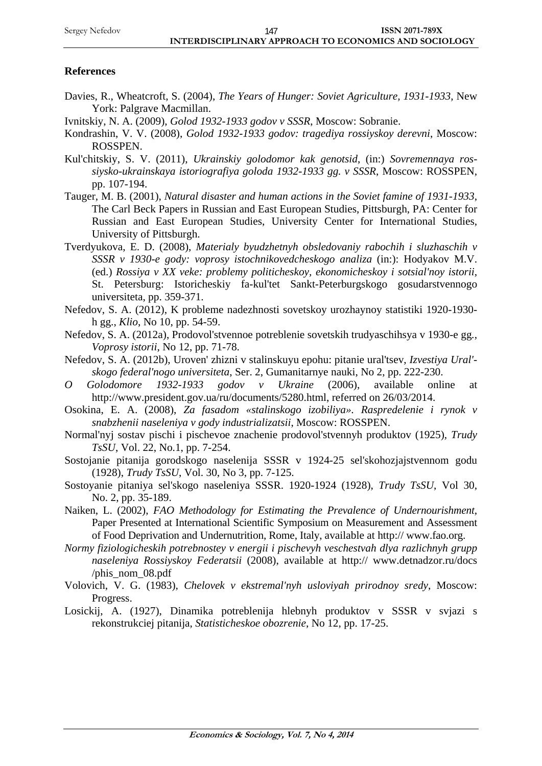## References

Davies, R., Wheatcroft, S. (2004), *The Years of Hunger: Soviet Agriculture, 1931-1933*, New York: Palgrave Macmillan.

Ivnitskiy, N. A. (2009), *Golod 1932-1933 godov v SSSR*, Moscow: Sobranie.

Kondrashin, V. V. (2008), *Golod 1932-1933 godov: tragediya rossiyskoy derevni*, Moscow: ROSSPEN.

Kul'chitskiy, S. V. (2011), *Ukrainskiy golodomor kak genotsid*, (in:) *Sovremennaya rossiysko-ukrainskaya istoriografiya goloda 1932-1933 gg. v SSSR*, Moscow: ROSSPEN, pp. 107-194.

Tauger, M. B. (2001), *Natural disaster and human actions in the Soviet famine of 1931-1933*, The Carl Beck Papers in Russian and East European Studies, Pittsburgh, PA: Center for Russian and East European Studies, University Center for International Studies, University of Pittsburgh.

Tverdyukova, E. D. (2008), *Materialy byudzhetnyh obsledovaniy rabochih i sluzhaschih v SSSR v 1930-e gody: voprosy istochnikovedcheskogo analiza* (in:): Hodyakov M.V. (ed.) *Rossiya v XX veke: problemy politicheskoy, ekonomicheskoy i sotsial'noy istorii*, St. Petersburg: Istoricheskiy fa-kul'tet Sankt-Peterburgskogo gosudarstvennogo universiteta, pp. 359-371.

Nefedov, S. A. (2012), K probleme nadezhnosti sovetskoy urozhaynoy statistiki 1920-1930-h gg., *Klio*, No 10, pp. 54-59.

Nefedov, S. A. (2012a), Prodovol'stvennoe potreblenie sovetskih trudyaschihsya v 1930-e gg., *Voprosy istorii*, No 12, pp. 71-78.

Nefedov, S. A. (2012b), Uroven' zhizni v stalinskuyu epohu: pitanie ural'tsev, *Izvestiya Ural'skogo federal'nogo universiteta*, Ser. 2, Gumanitarnye nauki, No 2, pp. 222-230.

*O Golodomore 1932-1933 godov v Ukraine* (2006), available online at http://www.president.gov.ua/ru/documents/5280.html, referred on 26/03/2014.

Osokina, E. A. (2008), *Za fasadom «stalinskogo izobiliya». Raspredelenie i rynok v snabzhenii naseleniya v gody industrializatsii*, Moscow: ROSSPEN.

Normal'nyj sostav pischi i pischevoe znachenie prodovol'stvennyh produktov (1925), *Trudy TsSU*, Vol. 22, No.1, pp. 7-254.

Sostojanie pitanija gorodskogo naselenija SSSR v 1924-25 sel'skohozjajstvennom godu (1928), *Trudy TsSU*, Vol. 30, No 3, pp. 7-125.

Sostoyanie pitaniya sel'skogo naseleniya SSSR. 1920-1924 (1928), *Trudy TsSU*, Vol 30, No. 2, pp. 35-189.

Naiken, L. (2002), *FAO Methodology for Estimating the Prevalence of Undernourishment*, Paper Presented at International Scientific Symposium on Measurement and Assessment of Food Deprivation and Undernutrition, Rome, Italy, available at http:// www.fao.org.

*Normy fiziologicheskih potrebnostey v energii i pischevyh veschestvah dlya razlichnyh grupp naseleniya Rossiyskoy Federatsii* (2008), available at http:// www.detnadzor.ru/docs /phis_nom_08.pdf

Volovich, V. G. (1983), *Chelovek v ekstremal'nyh usloviyah prirodnoy sredy*, Moscow: Progress.

Losickij, A. (1927), Dinamika potreblenija hlebnyh produktov v SSSR v svjazi s rekonstrukciej pitanija, *Statisticheskoe obozrenie*, No 12, pp. 17-25.